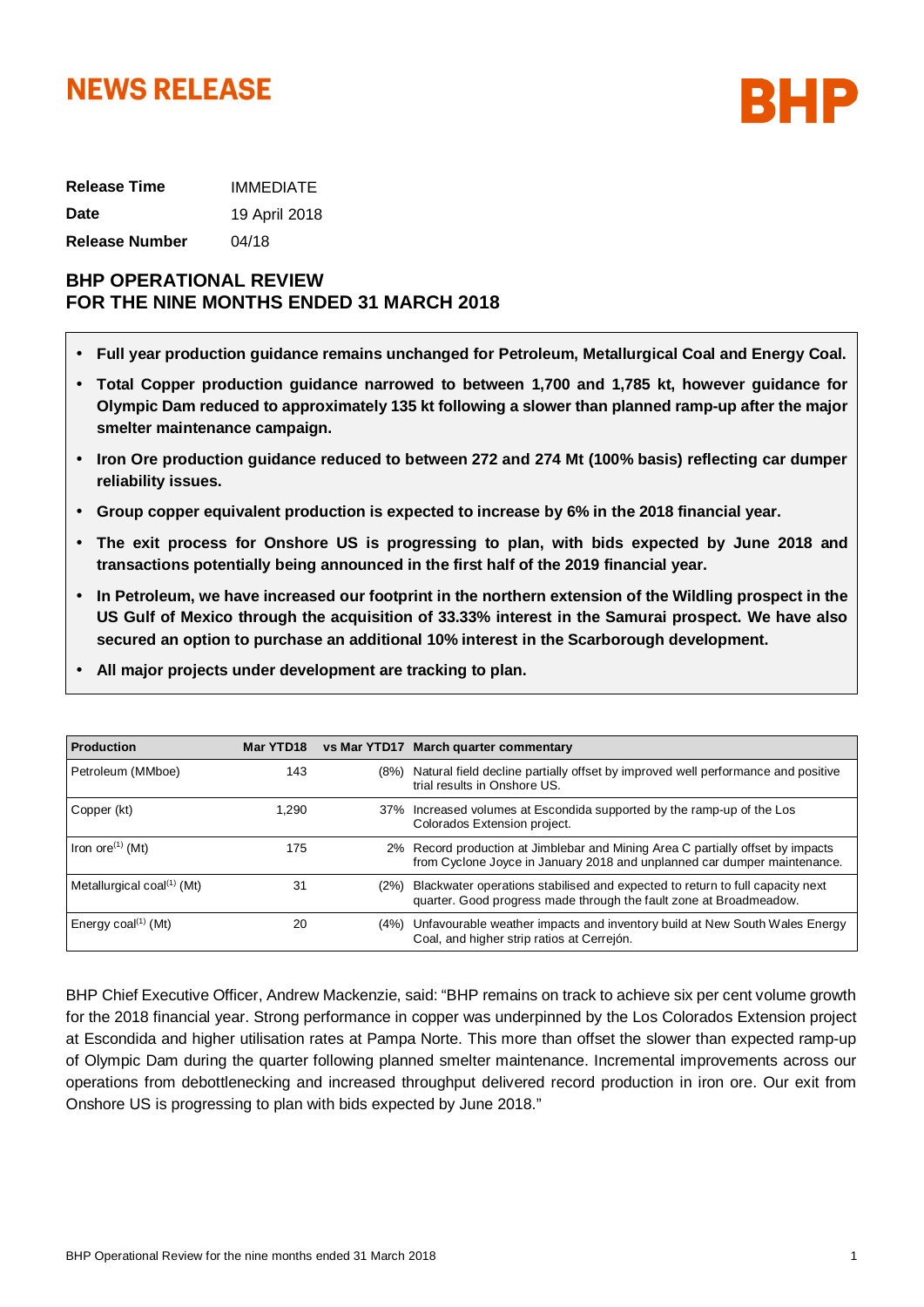# NEWS RELEASE

BHP

| | |
|---|---|
| **Release Time** | IMMEDIATE |
| **Date** | 19 April 2018 |
| **Release Number** | 04/18 |

## BHP OPERATIONAL REVIEW FOR THE NINE MONTHS ENDED 31 MARCH 2018

- **Full year production guidance remains unchanged for Petroleum, Metallurgical Coal and Energy Coal.**
- **Total Copper production guidance narrowed to between 1,700 and 1,785 kt, however guidance for Olympic Dam reduced to approximately 135 kt following a slower than planned ramp-up after the major smelter maintenance campaign.**
- **Iron Ore production guidance reduced to between 272 and 274 Mt (100% basis) reflecting car dumper reliability issues.**
- **Group copper equivalent production is expected to increase by 6% in the 2018 financial year.**
- **The exit process for Onshore US is progressing to plan, with bids expected by June 2018 and transactions potentially being announced in the first half of the 2019 financial year.**
- **In Petroleum, we have increased our footprint in the northern extension of the Wildling prospect in the US Gulf of Mexico through the acquisition of 33.33% interest in the Samurai prospect. We have also secured an option to purchase an additional 10% interest in the Scarborough development.**
- **All major projects under development are tracking to plan.**

| Production | Mar YTD18 | vs Mar YTD17 | March quarter commentary |
|---|---|---|---|
| Petroleum (MMboe) | 143 | (8%) | Natural field decline partially offset by improved well performance and positive trial results in Onshore US. |
| Copper (kt) | 1,290 | 37% | Increased volumes at Escondida supported by the ramp-up of the Los Colorados Extension project. |
| Iron ore[1] (Mt) | 175 | 2% | Record production at Jimblebar and Mining Area C partially offset by impacts from Cyclone Joyce in January 2018 and unplanned car dumper maintenance. |
| Metallurgical coal[1] (Mt) | 31 | (2%) | Blackwater operations stabilised and expected to return to full capacity next quarter. Good progress made through the fault zone at Broadmeadow. |
| Energy coal[1] (Mt) | 20 | (4%) | Unfavourable weather impacts and inventory build at New South Wales Energy Coal, and higher strip ratios at Cerrejón. |

BHP Chief Executive Officer, Andrew Mackenzie, said: "BHP remains on track to achieve six per cent volume growth for the 2018 financial year. Strong performance in copper was underpinned by the Los Colorados Extension project at Escondida and higher utilisation rates at Pampa Norte. This more than offset the slower than expected ramp-up of Olympic Dam during the quarter following planned smelter maintenance. Incremental improvements across our operations from debottlenecking and increased throughput delivered record production in iron ore. Our exit from Onshore US is progressing to plan with bids expected by June 2018."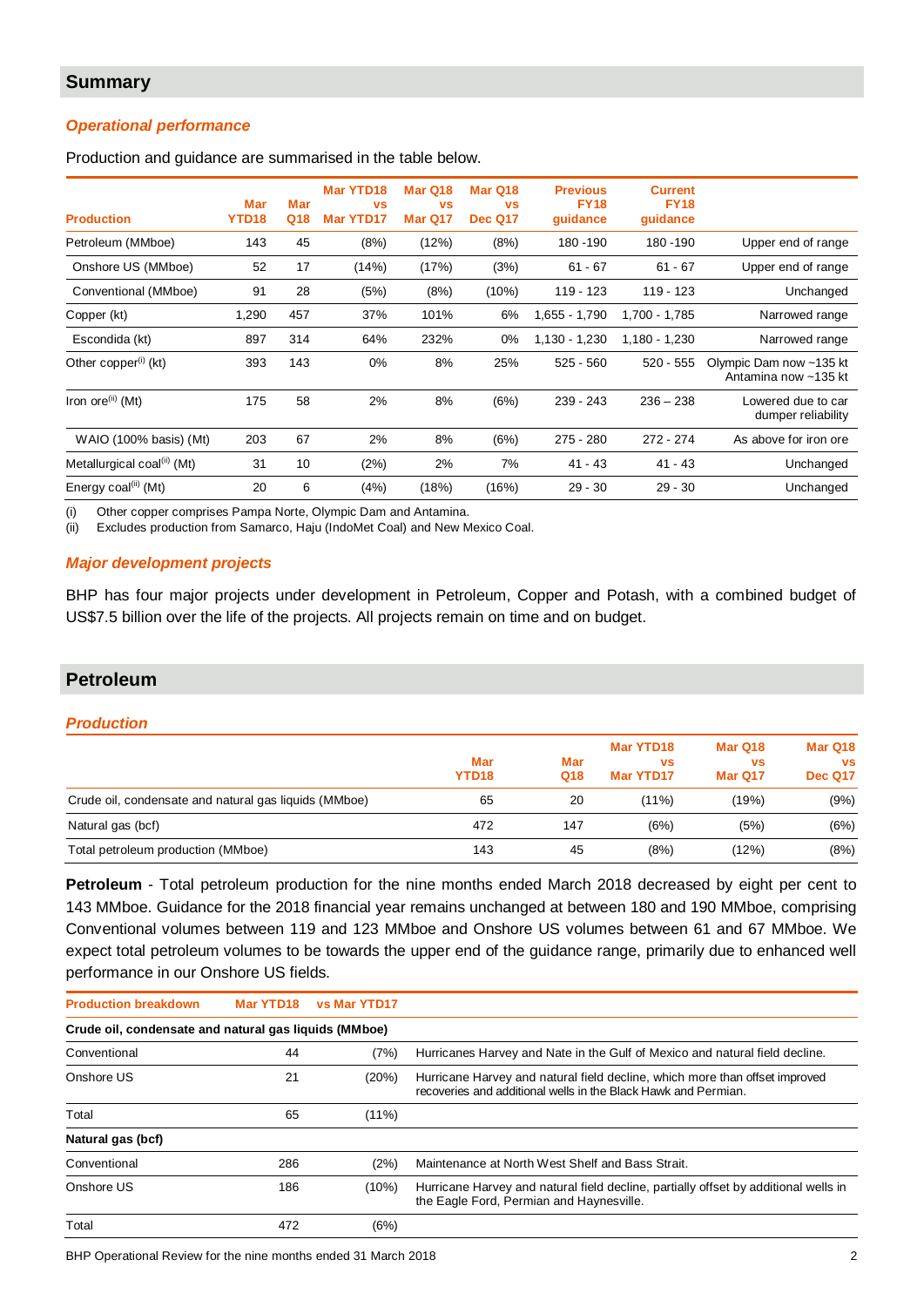## Summary

### *Operational performance*

Production and guidance are summarised in the table below.

| Production | Mar YTD18 | Mar Q18 | Mar YTD18 vs Mar YTD17 | Mar Q18 vs Mar Q17 | Mar Q18 vs Dec Q17 | Previous FY18 guidance | Current FY18 guidance | |
|---|---|---|---|---|---|---|---|---|
| Petroleum (MMboe) | 143 | 45 | (8%) | (12%) | (8%) | 180 -190 | 180 -190 | Upper end of range |
| Onshore US (MMboe) | 52 | 17 | (14%) | (17%) | (3%) | 61 - 67 | 61 - 67 | Upper end of range |
| Conventional (MMboe) | 91 | 28 | (5%) | (8%) | (10%) | 119 - 123 | 119 - 123 | Unchanged |
| Copper (kt) | 1,290 | 457 | 37% | 101% | 6% | 1,655 - 1,790 | 1,700 - 1,785 | Narrowed range |
| Escondida (kt) | 897 | 314 | 64% | 232% | 0% | 1,130 - 1,230 | 1,180 - 1,230 | Narrowed range |
| Other copper[(i)] (kt) | 393 | 143 | 0% | 8% | 25% | 525 - 560 | 520 - 555 | Olympic Dam now ~135 kt Antamina now ~135 kt |
| Iron ore[(ii)] (Mt) | 175 | 58 | 2% | 8% | (6%) | 239 - 243 | 236 – 238 | Lowered due to car dumper reliability |
| WAIO (100% basis) (Mt) | 203 | 67 | 2% | 8% | (6%) | 275 - 280 | 272 - 274 | As above for iron ore |
| Metallurgical coal[(ii)] (Mt) | 31 | 10 | (2%) | 2% | 7% | 41 - 43 | 41 - 43 | Unchanged |
| Energy coal[(ii)] (Mt) | 20 | 6 | (4%) | (18%) | (16%) | 29 - 30 | 29 - 30 | Unchanged |

(i) Other copper comprises Pampa Norte, Olympic Dam and Antamina.
(ii) Excludes production from Samarco, Haju (IndoMet Coal) and New Mexico Coal.

### *Major development projects*

BHP has four major projects under development in Petroleum, Copper and Potash, with a combined budget of US$7.5 billion over the life of the projects. All projects remain on time and on budget.

## Petroleum

### *Production*

| | Mar YTD18 | Mar Q18 | Mar YTD18 vs Mar YTD17 | Mar Q18 vs Mar Q17 | Mar Q18 vs Dec Q17 |
|---|---|---|---|---|---|
| Crude oil, condensate and natural gas liquids (MMboe) | 65 | 20 | (11%) | (19%) | (9%) |
| Natural gas (bcf) | 472 | 147 | (6%) | (5%) | (6%) |
| Total petroleum production (MMboe) | 143 | 45 | (8%) | (12%) | (8%) |

**Petroleum** - Total petroleum production for the nine months ended March 2018 decreased by eight per cent to 143 MMboe. Guidance for the 2018 financial year remains unchanged at between 180 and 190 MMboe, comprising Conventional volumes between 119 and 123 MMboe and Onshore US volumes between 61 and 67 MMboe. We expect total petroleum volumes to be towards the upper end of the guidance range, primarily due to enhanced well performance in our Onshore US fields.

| Production breakdown | Mar YTD18 | vs Mar YTD17 | |
|---|---|---|---|
| **Crude oil, condensate and natural gas liquids (MMboe)** | | | |
| Conventional | 44 | (7%) | Hurricanes Harvey and Nate in the Gulf of Mexico and natural field decline. |
| Onshore US | 21 | (20%) | Hurricane Harvey and natural field decline, which more than offset improved recoveries and additional wells in the Black Hawk and Permian. |
| Total | 65 | (11%) | |
| **Natural gas (bcf)** | | | |
| Conventional | 286 | (2%) | Maintenance at North West Shelf and Bass Strait. |
| Onshore US | 186 | (10%) | Hurricane Harvey and natural field decline, partially offset by additional wells in the Eagle Ford, Permian and Haynesville. |
| Total | 472 | (6%) | |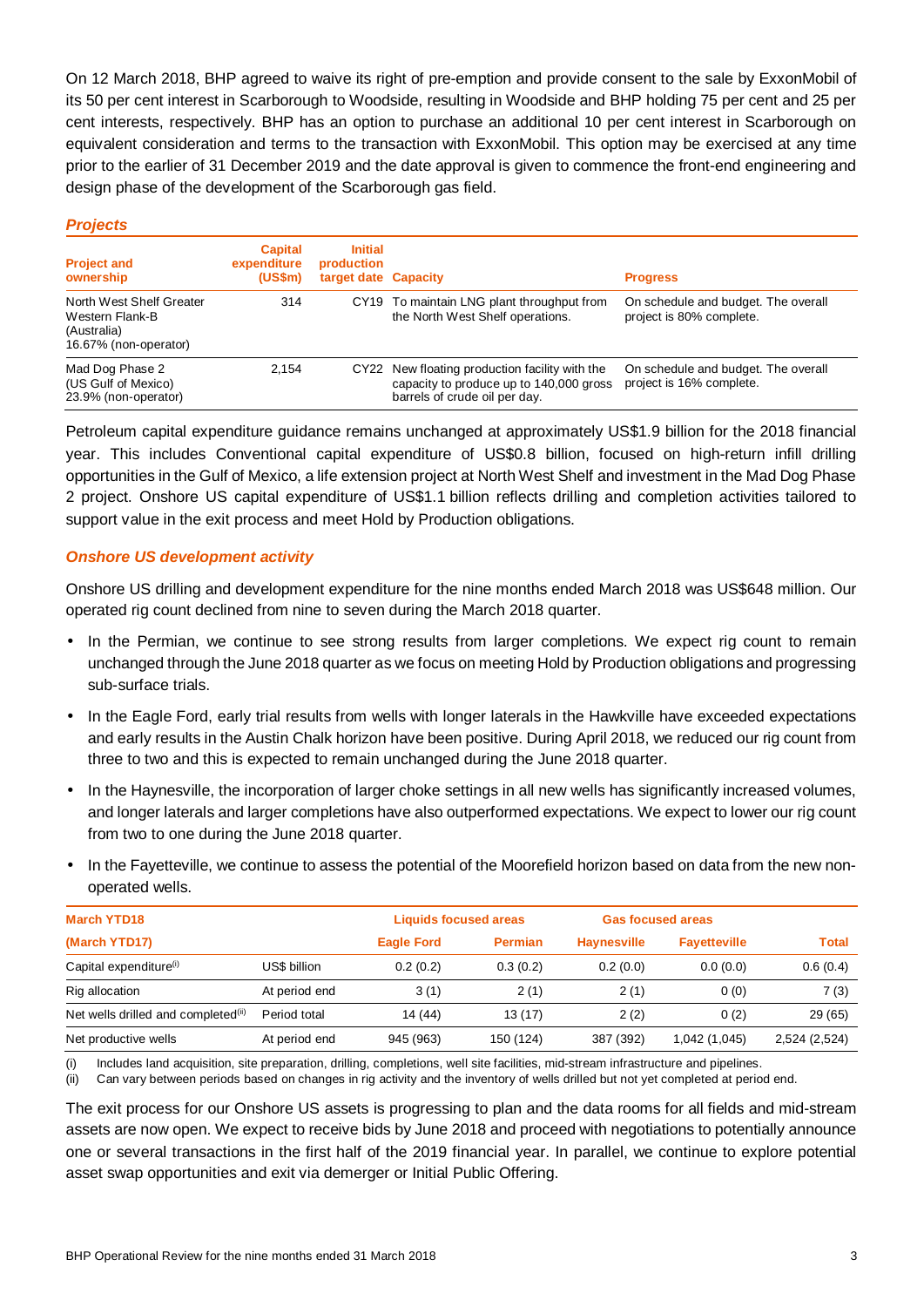On 12 March 2018, BHP agreed to waive its right of pre-emption and provide consent to the sale by ExxonMobil of its 50 per cent interest in Scarborough to Woodside, resulting in Woodside and BHP holding 75 per cent and 25 per cent interests, respectively. BHP has an option to purchase an additional 10 per cent interest in Scarborough on equivalent consideration and terms to the transaction with ExxonMobil. This option may be exercised at any time prior to the earlier of 31 December 2019 and the date approval is given to commence the front-end engineering and design phase of the development of the Scarborough gas field.

### *Projects*

| Project and ownership | Capital expenditure (US$m) | Initial production target date | Capacity | Progress |
|---|---|---|---|---|
| North West Shelf Greater Western Flank-B (Australia) 16.67% (non-operator) | 314 | CY19 | To maintain LNG plant throughput from the North West Shelf operations. | On schedule and budget. The overall project is 80% complete. |
| Mad Dog Phase 2 (US Gulf of Mexico) 23.9% (non-operator) | 2,154 | CY22 | New floating production facility with the capacity to produce up to 140,000 gross barrels of crude oil per day. | On schedule and budget. The overall project is 16% complete. |

Petroleum capital expenditure guidance remains unchanged at approximately US$1.9 billion for the 2018 financial year. This includes Conventional capital expenditure of US$0.8 billion, focused on high-return infill drilling opportunities in the Gulf of Mexico, a life extension project at North West Shelf and investment in the Mad Dog Phase 2 project. Onshore US capital expenditure of US$1.1 billion reflects drilling and completion activities tailored to support value in the exit process and meet Hold by Production obligations.

### *Onshore US development activity*

Onshore US drilling and development expenditure for the nine months ended March 2018 was US$648 million. Our operated rig count declined from nine to seven during the March 2018 quarter.

- In the Permian, we continue to see strong results from larger completions. We expect rig count to remain unchanged through the June 2018 quarter as we focus on meeting Hold by Production obligations and progressing sub-surface trials.
- In the Eagle Ford, early trial results from wells with longer laterals in the Hawkville have exceeded expectations and early results in the Austin Chalk horizon have been positive. During April 2018, we reduced our rig count from three to two and this is expected to remain unchanged during the June 2018 quarter.
- In the Haynesville, the incorporation of larger choke settings in all new wells has significantly increased volumes, and longer laterals and larger completions have also outperformed expectations. We expect to lower our rig count from two to one during the June 2018 quarter.
- In the Fayetteville, we continue to assess the potential of the Moorefield horizon based on data from the new non-operated wells.

| March YTD18 | | Liquids focused areas | | Gas focused areas | | |
|---|---|---|---|---|---|---|
| (March YTD17) | | Eagle Ford | Permian | Haynesville | Fayetteville | Total |
| Capital expenditure[(i)] | US$ billion | 0.2 (0.2) | 0.3 (0.2) | 0.2 (0.0) | 0.0 (0.0) | 0.6 (0.4) |
| Rig allocation | At period end | 3 (1) | 2 (1) | 2 (1) | 0 (0) | 7 (3) |
| Net wells drilled and completed[(ii)] | Period total | 14 (44) | 13 (17) | 2 (2) | 0 (2) | 29 (65) |
| Net productive wells | At period end | 945 (963) | 150 (124) | 387 (392) | 1,042 (1,045) | 2,524 (2,524) |

(i) Includes land acquisition, site preparation, drilling, completions, well site facilities, mid-stream infrastructure and pipelines.
(ii) Can vary between periods based on changes in rig activity and the inventory of wells drilled but not yet completed at period end.

The exit process for our Onshore US assets is progressing to plan and the data rooms for all fields and mid-stream assets are now open. We expect to receive bids by June 2018 and proceed with negotiations to potentially announce one or several transactions in the first half of the 2019 financial year. In parallel, we continue to explore potential asset swap opportunities and exit via demerger or Initial Public Offering.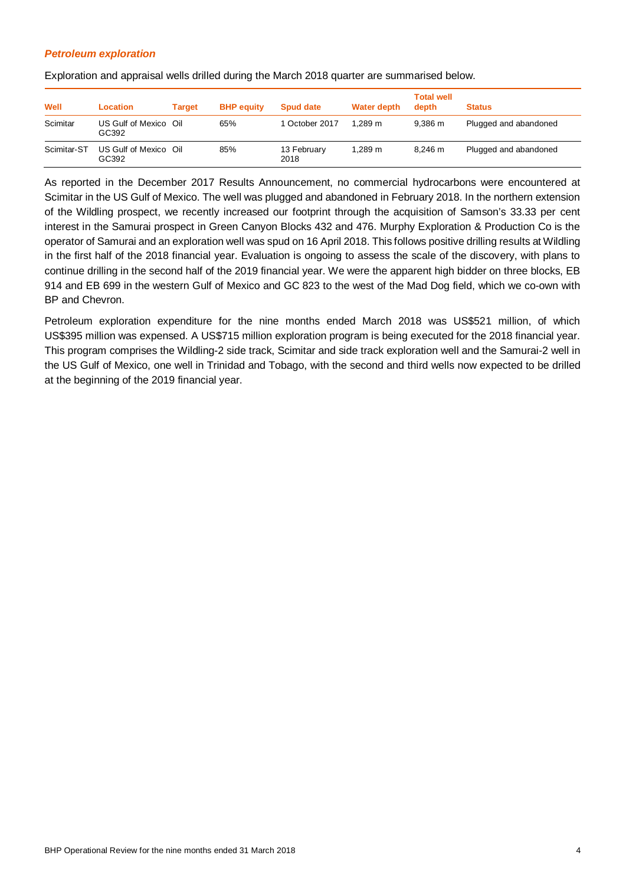### *Petroleum exploration*

Exploration and appraisal wells drilled during the March 2018 quarter are summarised below.

| Well | Location | Target | BHP equity | Spud date | Water depth | Total well depth | Status |
|---|---|---|---|---|---|---|---|
| Scimitar | US Gulf of Mexico GC392 | Oil | 65% | 1 October 2017 | 1,289 m | 9,386 m | Plugged and abandoned |
| Scimitar-ST | US Gulf of Mexico GC392 | Oil | 85% | 13 February 2018 | 1,289 m | 8,246 m | Plugged and abandoned |

As reported in the December 2017 Results Announcement, no commercial hydrocarbons were encountered at Scimitar in the US Gulf of Mexico. The well was plugged and abandoned in February 2018. In the northern extension of the Wildling prospect, we recently increased our footprint through the acquisition of Samson's 33.33 per cent interest in the Samurai prospect in Green Canyon Blocks 432 and 476. Murphy Exploration & Production Co is the operator of Samurai and an exploration well was spud on 16 April 2018. This follows positive drilling results at Wildling in the first half of the 2018 financial year. Evaluation is ongoing to assess the scale of the discovery, with plans to continue drilling in the second half of the 2019 financial year. We were the apparent high bidder on three blocks, EB 914 and EB 699 in the western Gulf of Mexico and GC 823 to the west of the Mad Dog field, which we co-own with BP and Chevron.

Petroleum exploration expenditure for the nine months ended March 2018 was US$521 million, of which US$395 million was expensed. A US$715 million exploration program is being executed for the 2018 financial year. This program comprises the Wildling-2 side track, Scimitar and side track exploration well and the Samurai-2 well in the US Gulf of Mexico, one well in Trinidad and Tobago, with the second and third wells now expected to be drilled at the beginning of the 2019 financial year.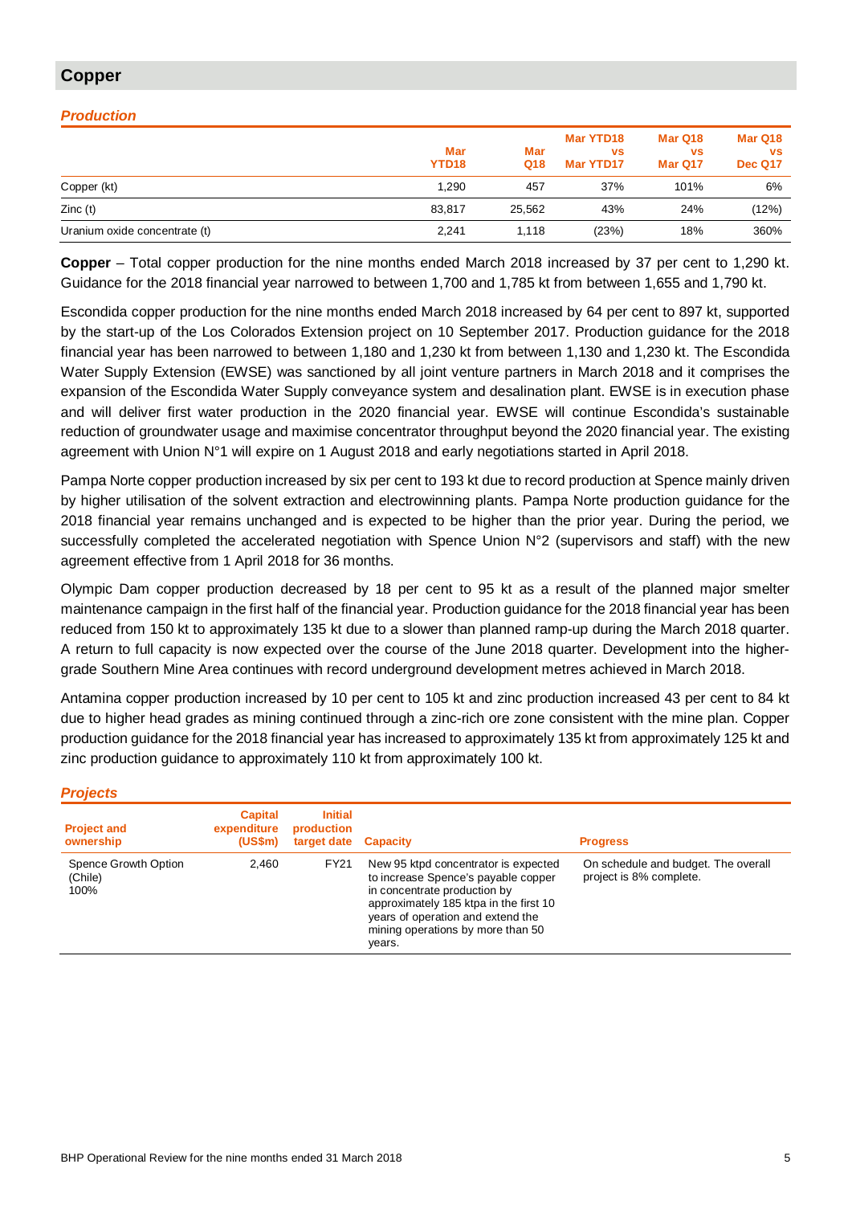## Copper

### *Production*

| | Mar YTD18 | Mar Q18 | Mar YTD18 vs Mar YTD17 | Mar Q18 vs Mar Q17 | Mar Q18 vs Dec Q17 |
|---|---|---|---|---|---|
| Copper (kt) | 1,290 | 457 | 37% | 101% | 6% |
| Zinc (t) | 83,817 | 25,562 | 43% | 24% | (12%) |
| Uranium oxide concentrate (t) | 2,241 | 1,118 | (23%) | 18% | 360% |

**Copper** – Total copper production for the nine months ended March 2018 increased by 37 per cent to 1,290 kt. Guidance for the 2018 financial year narrowed to between 1,700 and 1,785 kt from between 1,655 and 1,790 kt.

Escondida copper production for the nine months ended March 2018 increased by 64 per cent to 897 kt, supported by the start-up of the Los Colorados Extension project on 10 September 2017. Production guidance for the 2018 financial year has been narrowed to between 1,180 and 1,230 kt from between 1,130 and 1,230 kt. The Escondida Water Supply Extension (EWSE) was sanctioned by all joint venture partners in March 2018 and it comprises the expansion of the Escondida Water Supply conveyance system and desalination plant. EWSE is in execution phase and will deliver first water production in the 2020 financial year. EWSE will continue Escondida's sustainable reduction of groundwater usage and maximise concentrator throughput beyond the 2020 financial year. The existing agreement with Union N°1 will expire on 1 August 2018 and early negotiations started in April 2018.

Pampa Norte copper production increased by six per cent to 193 kt due to record production at Spence mainly driven by higher utilisation of the solvent extraction and electrowinning plants. Pampa Norte production guidance for the 2018 financial year remains unchanged and is expected to be higher than the prior year. During the period, we successfully completed the accelerated negotiation with Spence Union N°2 (supervisors and staff) with the new agreement effective from 1 April 2018 for 36 months.

Olympic Dam copper production decreased by 18 per cent to 95 kt as a result of the planned major smelter maintenance campaign in the first half of the financial year. Production guidance for the 2018 financial year has been reduced from 150 kt to approximately 135 kt due to a slower than planned ramp-up during the March 2018 quarter. A return to full capacity is now expected over the course of the June 2018 quarter. Development into the higher-grade Southern Mine Area continues with record underground development metres achieved in March 2018.

Antamina copper production increased by 10 per cent to 105 kt and zinc production increased 43 per cent to 84 kt due to higher head grades as mining continued through a zinc-rich ore zone consistent with the mine plan. Copper production guidance for the 2018 financial year has increased to approximately 135 kt from approximately 125 kt and zinc production guidance to approximately 110 kt from approximately 100 kt.

### *Projects*

| Project and ownership | Capital expenditure (US$m) | Initial production target date | Capacity | Progress |
|---|---|---|---|---|
| Spence Growth Option (Chile) 100% | 2,460 | FY21 | New 95 ktpd concentrator is expected to increase Spence's payable copper in concentrate production by approximately 185 ktpa in the first 10 years of operation and extend the mining operations by more than 50 years. | On schedule and budget. The overall project is 8% complete. |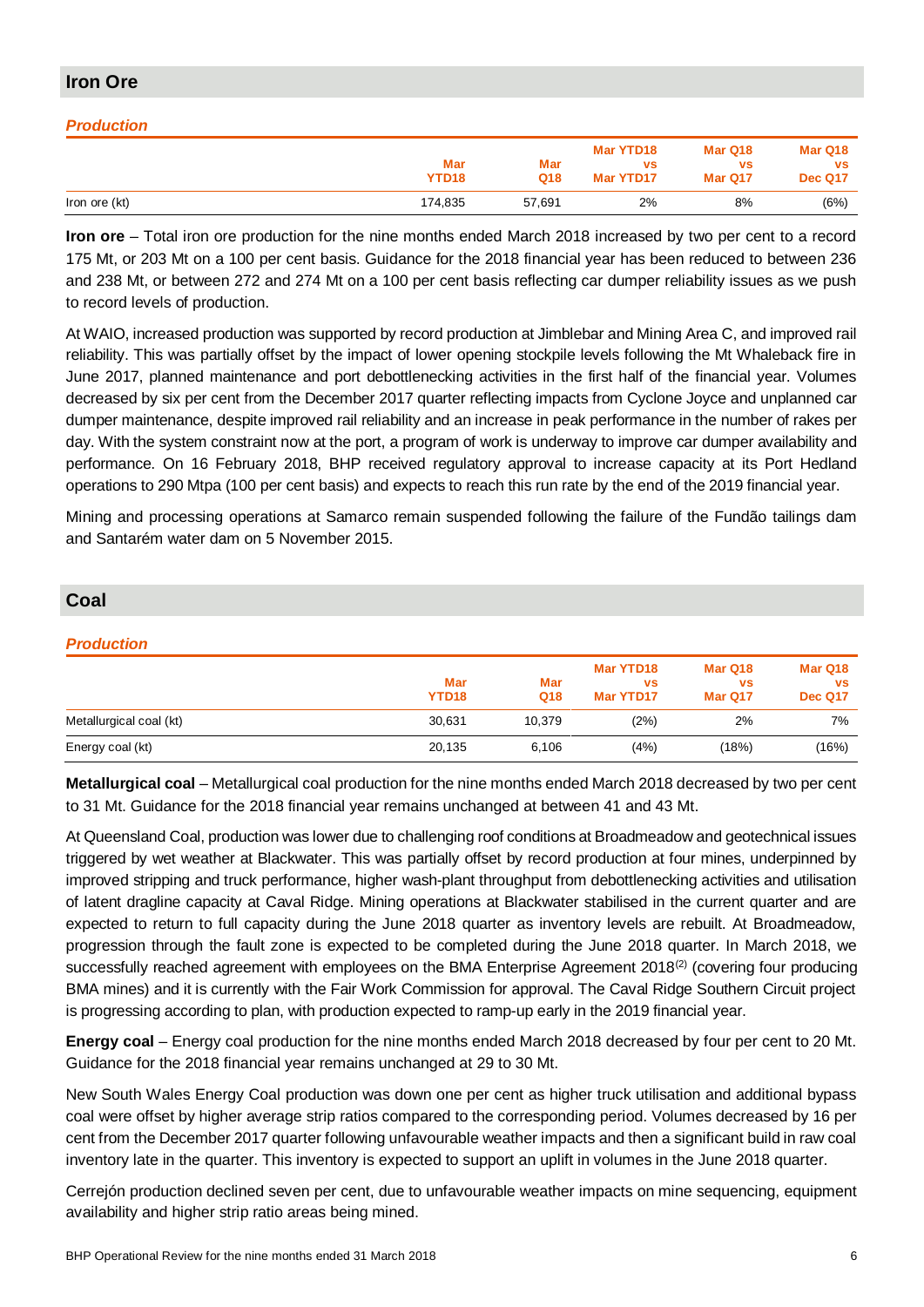## Iron Ore

### *Production*

| | Mar YTD18 | Mar Q18 | Mar YTD18 vs Mar YTD17 | Mar Q18 vs Mar Q17 | Mar Q18 vs Dec Q17 |
|---|---|---|---|---|---|
| Iron ore (kt) | 174,835 | 57,691 | 2% | 8% | (6%) |

**Iron ore** – Total iron ore production for the nine months ended March 2018 increased by two per cent to a record 175 Mt, or 203 Mt on a 100 per cent basis. Guidance for the 2018 financial year has been reduced to between 236 and 238 Mt, or between 272 and 274 Mt on a 100 per cent basis reflecting car dumper reliability issues as we push to record levels of production.

At WAIO, increased production was supported by record production at Jimblebar and Mining Area C, and improved rail reliability. This was partially offset by the impact of lower opening stockpile levels following the Mt Whaleback fire in June 2017, planned maintenance and port debottlenecking activities in the first half of the financial year. Volumes decreased by six per cent from the December 2017 quarter reflecting impacts from Cyclone Joyce and unplanned car dumper maintenance, despite improved rail reliability and an increase in peak performance in the number of rakes per day. With the system constraint now at the port, a program of work is underway to improve car dumper availability and performance. On 16 February 2018, BHP received regulatory approval to increase capacity at its Port Hedland operations to 290 Mtpa (100 per cent basis) and expects to reach this run rate by the end of the 2019 financial year.

Mining and processing operations at Samarco remain suspended following the failure of the Fundão tailings dam and Santarém water dam on 5 November 2015.

## Coal

### *Production*

| | Mar YTD18 | Mar Q18 | Mar YTD18 vs Mar YTD17 | Mar Q18 vs Mar Q17 | Mar Q18 vs Dec Q17 |
|---|---|---|---|---|---|
| Metallurgical coal (kt) | 30,631 | 10,379 | (2%) | 2% | 7% |
| Energy coal (kt) | 20,135 | 6,106 | (4%) | (18%) | (16%) |

**Metallurgical coal** – Metallurgical coal production for the nine months ended March 2018 decreased by two per cent to 31 Mt. Guidance for the 2018 financial year remains unchanged at between 41 and 43 Mt.

At Queensland Coal, production was lower due to challenging roof conditions at Broadmeadow and geotechnical issues triggered by wet weather at Blackwater. This was partially offset by record production at four mines, underpinned by improved stripping and truck performance, higher wash-plant throughput from debottlenecking activities and utilisation of latent dragline capacity at Caval Ridge. Mining operations at Blackwater stabilised in the current quarter and are expected to return to full capacity during the June 2018 quarter as inventory levels are rebuilt. At Broadmeadow, progression through the fault zone is expected to be completed during the June 2018 quarter. In March 2018, we successfully reached agreement with employees on the BMA Enterprise Agreement 2018(2) (covering four producing BMA mines) and it is currently with the Fair Work Commission for approval. The Caval Ridge Southern Circuit project is progressing according to plan, with production expected to ramp-up early in the 2019 financial year.

**Energy coal** – Energy coal production for the nine months ended March 2018 decreased by four per cent to 20 Mt. Guidance for the 2018 financial year remains unchanged at 29 to 30 Mt.

New South Wales Energy Coal production was down one per cent as higher truck utilisation and additional bypass coal were offset by higher average strip ratios compared to the corresponding period. Volumes decreased by 16 per cent from the December 2017 quarter following unfavourable weather impacts and then a significant build in raw coal inventory late in the quarter. This inventory is expected to support an uplift in volumes in the June 2018 quarter.

Cerrejón production declined seven per cent, due to unfavourable weather impacts on mine sequencing, equipment availability and higher strip ratio areas being mined.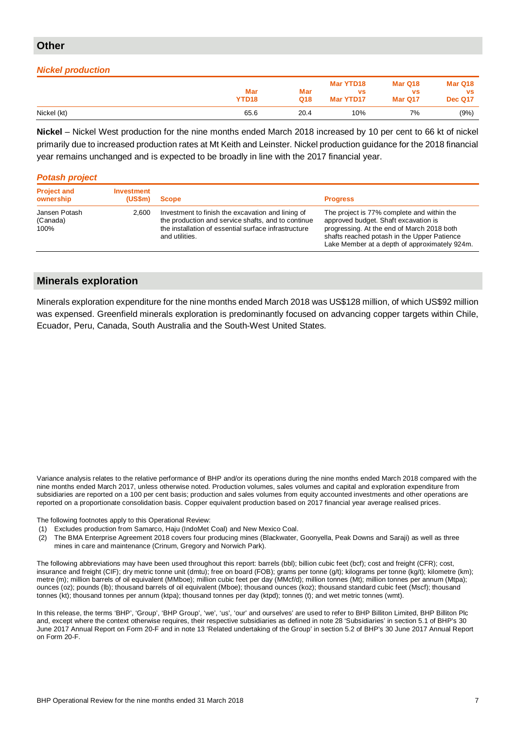## Other

### *Nickel production*

| | Mar YTD18 | Mar Q18 | Mar YTD18 vs Mar YTD17 | Mar Q18 vs Mar Q17 | Mar Q18 vs Dec Q17 |
|---|---|---|---|---|---|
| Nickel (kt) | 65.6 | 20.4 | 10% | 7% | (9%) |

**Nickel** – Nickel West production for the nine months ended March 2018 increased by 10 per cent to 66 kt of nickel primarily due to increased production rates at Mt Keith and Leinster. Nickel production guidance for the 2018 financial year remains unchanged and is expected to be broadly in line with the 2017 financial year.

### *Potash project*

| Project and ownership | Investment (US$m) | Scope | Progress |
|---|---|---|---|
| Jansen Potash (Canada) 100% | 2,600 | Investment to finish the excavation and lining of the production and service shafts, and to continue the installation of essential surface infrastructure and utilities. | The project is 77% complete and within the approved budget. Shaft excavation is progressing. At the end of March 2018 both shafts reached potash in the Upper Patience Lake Member at a depth of approximately 924m. |

## Minerals exploration

Minerals exploration expenditure for the nine months ended March 2018 was US$128 million, of which US$92 million was expensed. Greenfield minerals exploration is predominantly focused on advancing copper targets within Chile, Ecuador, Peru, Canada, South Australia and the South-West United States.

Variance analysis relates to the relative performance of BHP and/or its operations during the nine months ended March 2018 compared with the nine months ended March 2017, unless otherwise noted. Production volumes, sales volumes and capital and exploration expenditure from subsidiaries are reported on a 100 per cent basis; production and sales volumes from equity accounted investments and other operations are reported on a proportionate consolidation basis. Copper equivalent production based on 2017 financial year average realised prices.

The following footnotes apply to this Operational Review:

(1) Excludes production from Samarco, Haju (IndoMet Coal) and New Mexico Coal.

(2) The BMA Enterprise Agreement 2018 covers four producing mines (Blackwater, Goonyella, Peak Downs and Saraji) as well as three mines in care and maintenance (Crinum, Gregory and Norwich Park).

The following abbreviations may have been used throughout this report: barrels (bbl); billion cubic feet (bcf); cost and freight (CFR); cost, insurance and freight (CIF); dry metric tonne unit (dmtu); free on board (FOB); grams per tonne (g/t); kilograms per tonne (kg/t); kilometre (km); metre (m); million barrels of oil equivalent (MMboe); million cubic feet per day (MMcf/d); million tonnes (Mt); million tonnes per annum (Mtpa); ounces (oz); pounds (lb); thousand barrels of oil equivalent (Mboe); thousand ounces (koz); thousand standard cubic feet (Mscf); thousand tonnes (kt); thousand tonnes per annum (ktpa); thousand tonnes per day (ktpd); tonnes (t); and wet metric tonnes (wmt).

In this release, the terms 'BHP', 'Group', 'BHP Group', 'we', 'us', 'our' and ourselves' are used to refer to BHP Billiton Limited, BHP Billiton Plc and, except where the context otherwise requires, their respective subsidiaries as defined in note 28 'Subsidiaries' in section 5.1 of BHP's 30 June 2017 Annual Report on Form 20-F and in note 13 'Related undertaking of the Group' in section 5.2 of BHP's 30 June 2017 Annual Report on Form 20-F.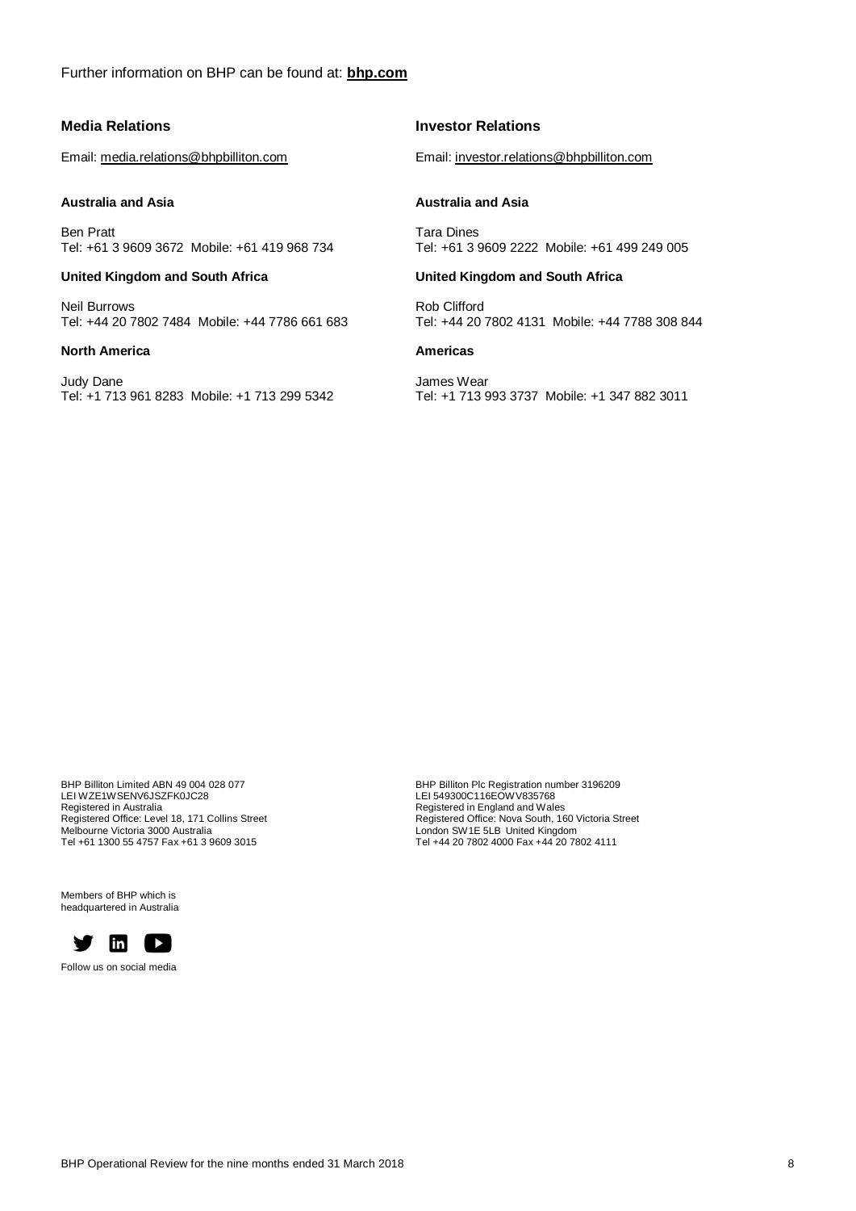Further information on BHP can be found at: **bhp.com**

**Media Relations**

Email: media.relations@bhpbilliton.com

**Australia and Asia**

Ben Pratt
Tel: +61 3 9609 3672 Mobile: +61 419 968 734

**United Kingdom and South Africa**

Neil Burrows
Tel: +44 20 7802 7484 Mobile: +44 7786 661 683

**North America**

Judy Dane
Tel: +1 713 961 8283 Mobile: +1 713 299 5342

**Investor Relations**

Email: investor.relations@bhpbilliton.com

**Australia and Asia**

Tara Dines
Tel: +61 3 9609 2222 Mobile: +61 499 249 005

**United Kingdom and South Africa**

Rob Clifford
Tel: +44 20 7802 4131 Mobile: +44 7788 308 844

**Americas**

James Wear
Tel: +1 713 993 3737 Mobile: +1 347 882 3011

BHP Billiton Limited ABN 49 004 028 077
LEI WZE1WSENV6JSZFK0JC28
Registered in Australia
Registered Office: Level 18, 171 Collins Street
Melbourne Victoria 3000 Australia
Tel +61 1300 55 4757 Fax +61 3 9609 3015

BHP Billiton Plc Registration number 3196209
LEI 549300C116EOWV835768
Registered in England and Wales
Registered Office: Nova South, 160 Victoria Street
London SW1E 5LB United Kingdom
Tel +44 20 7802 4000 Fax +44 20 7802 4111

Members of BHP which is
headquartered in Australia

Follow us on social media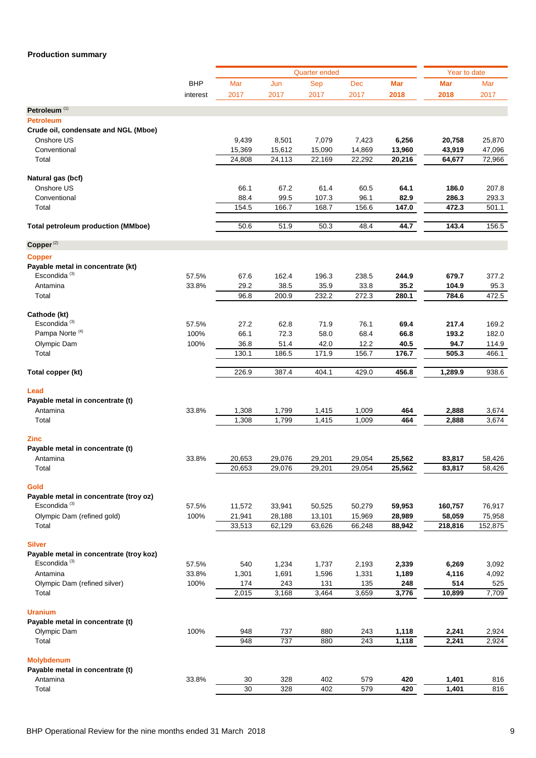## Production summary

| | BHP interest | Quarter ended | | | | | Year to date | |
|---|---|---|---|---|---|---|---|---|
| | | Mar 2017 | Jun 2017 | Sep 2017 | Dec 2017 | **Mar 2018** | **Mar 2018** | Mar 2017 |
| **Petroleum** [1] | | | | | | | | |
| **Petroleum** | | | | | | | | |
| **Crude oil, condensate and NGL (Mboe)** | | | | | | | | |
| Onshore US | | 9,439 | 8,501 | 7,079 | 7,423 | **6,256** | **20,758** | 25,870 |
| Conventional | | 15,369 | 15,612 | 15,090 | 14,869 | **13,960** | **43,919** | 47,096 |
| Total | | 24,808 | 24,113 | 22,169 | 22,292 | **20,216** | **64,677** | 72,966 |
| **Natural gas (bcf)** | | | | | | | | |
| Onshore US | | 66.1 | 67.2 | 61.4 | 60.5 | **64.1** | **186.0** | 207.8 |
| Conventional | | 88.4 | 99.5 | 107.3 | 96.1 | **82.9** | **286.3** | 293.3 |
| Total | | 154.5 | 166.7 | 168.7 | 156.6 | **147.0** | **472.3** | 501.1 |
| **Total petroleum production (MMboe)** | | 50.6 | 51.9 | 50.3 | 48.4 | **44.7** | **143.4** | 156.5 |
| **Copper** [2] | | | | | | | | |
| **Copper** | | | | | | | | |
| **Payable metal in concentrate (kt)** | | | | | | | | |
| Escondida [3] | 57.5% | 67.6 | 162.4 | 196.3 | 238.5 | **244.9** | **679.7** | 377.2 |
| Antamina | 33.8% | 29.2 | 38.5 | 35.9 | 33.8 | **35.2** | **104.9** | 95.3 |
| Total | | 96.8 | 200.9 | 232.2 | 272.3 | **280.1** | **784.6** | 472.5 |
| **Cathode (kt)** | | | | | | | | |
| Escondida [3] | 57.5% | 27.2 | 62.8 | 71.9 | 76.1 | **69.4** | **217.4** | 169.2 |
| Pampa Norte [4] | 100% | 66.1 | 72.3 | 58.0 | 68.4 | **66.8** | **193.2** | 182.0 |
| Olympic Dam | 100% | 36.8 | 51.4 | 42.0 | 12.2 | **40.5** | **94.7** | 114.9 |
| Total | | 130.1 | 186.5 | 171.9 | 156.7 | **176.7** | **505.3** | 466.1 |
| **Total copper (kt)** | | 226.9 | 387.4 | 404.1 | 429.0 | **456.8** | **1,289.9** | 938.6 |
| **Lead** | | | | | | | | |
| **Payable metal in concentrate (t)** | | | | | | | | |
| Antamina | 33.8% | 1,308 | 1,799 | 1,415 | 1,009 | **464** | **2,888** | 3,674 |
| Total | | 1,308 | 1,799 | 1,415 | 1,009 | **464** | **2,888** | 3,674 |
| **Zinc** | | | | | | | | |
| **Payable metal in concentrate (t)** | | | | | | | | |
| Antamina | 33.8% | 20,653 | 29,076 | 29,201 | 29,054 | **25,562** | **83,817** | 58,426 |
| Total | | 20,653 | 29,076 | 29,201 | 29,054 | **25,562** | **83,817** | 58,426 |
| **Gold** | | | | | | | | |
| **Payable metal in concentrate (troy oz)** | | | | | | | | |
| Escondida [3] | 57.5% | 11,572 | 33,941 | 50,525 | 50,279 | **59,953** | **160,757** | 76,917 |
| Olympic Dam (refined gold) | 100% | 21,941 | 28,188 | 13,101 | 15,969 | **28,989** | **58,059** | 75,958 |
| Total | | 33,513 | 62,129 | 63,626 | 66,248 | **88,942** | **218,816** | 152,875 |
| **Silver** | | | | | | | | |
| **Payable metal in concentrate (troy koz)** | | | | | | | | |
| Escondida [3] | 57.5% | 540 | 1,234 | 1,737 | 2,193 | **2,339** | **6,269** | 3,092 |
| Antamina | 33.8% | 1,301 | 1,691 | 1,596 | 1,331 | **1,189** | **4,116** | 4,092 |
| Olympic Dam (refined silver) | 100% | 174 | 243 | 131 | 135 | **248** | **514** | 525 |
| Total | | 2,015 | 3,168 | 3,464 | 3,659 | **3,776** | **10,899** | 7,709 |
| **Uranium** | | | | | | | | |
| **Payable metal in concentrate (t)** | | | | | | | | |
| Olympic Dam | 100% | 948 | 737 | 880 | 243 | **1,118** | **2,241** | 2,924 |
| Total | | 948 | 737 | 880 | 243 | **1,118** | **2,241** | 2,924 |
| **Molybdenum** | | | | | | | | |
| **Payable metal in concentrate (t)** | | | | | | | | |
| Antamina | 33.8% | 30 | 328 | 402 | 579 | **420** | **1,401** | 816 |
| Total | | 30 | 328 | 402 | 579 | **420** | **1,401** | 816 |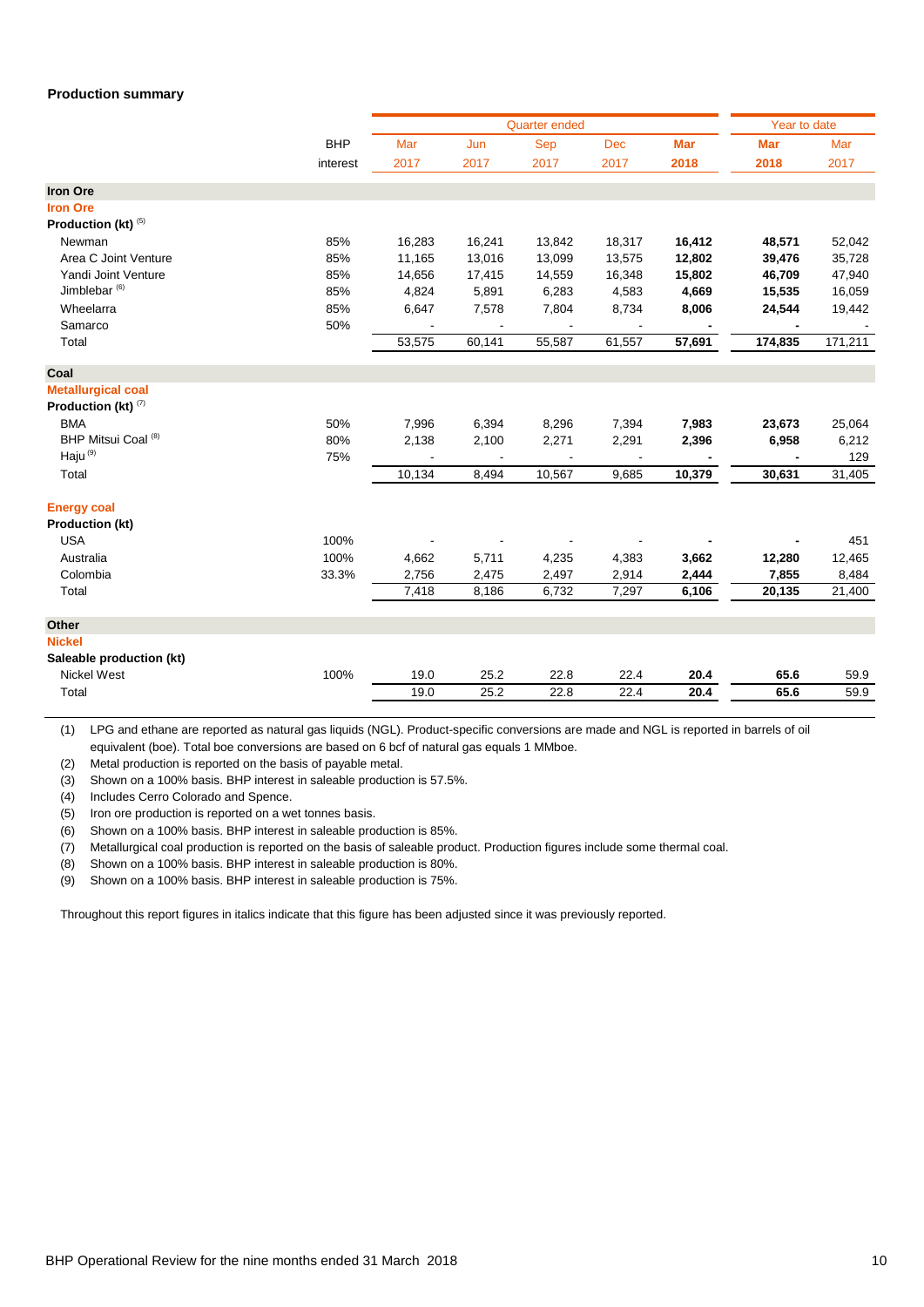## Production summary

| | BHP interest | Quarter ended | | | | | Year to date | |
|---|---|---|---|---|---|---|---|---|
| | | Mar 2017 | Jun 2017 | Sep 2017 | Dec 2017 | **Mar 2018** | **Mar 2018** | Mar 2017 |
| **Iron Ore** | | | | | | | | |
| **Iron Ore** | | | | | | | | |
| **Production (kt)** (5) | | | | | | | | |
| Newman | 85% | 16,283 | 16,241 | 13,842 | 18,317 | **16,412** | **48,571** | 52,042 |
| Area C Joint Venture | 85% | 11,165 | 13,016 | 13,099 | 13,575 | **12,802** | **39,476** | 35,728 |
| Yandi Joint Venture | 85% | 14,656 | 17,415 | 14,559 | 16,348 | **15,802** | **46,709** | 47,940 |
| Jimblebar (6) | 85% | 4,824 | 5,891 | 6,283 | 4,583 | **4,669** | **15,535** | 16,059 |
| Wheelarra | 85% | 6,647 | 7,578 | 7,804 | 8,734 | **8,006** | **24,544** | 19,442 |
| Samarco | 50% | - | - | - | - | **-** | **-** | - |
| Total | | 53,575 | 60,141 | 55,587 | 61,557 | **57,691** | **174,835** | 171,211 |
| **Coal** | | | | | | | | |
| **Metallurgical coal** | | | | | | | | |
| **Production (kt)** (7) | | | | | | | | |
| BMA | 50% | 7,996 | 6,394 | 8,296 | 7,394 | **7,983** | **23,673** | 25,064 |
| BHP Mitsui Coal (8) | 80% | 2,138 | 2,100 | 2,271 | 2,291 | **2,396** | **6,958** | 6,212 |
| Haju (9) | 75% | - | - | - | - | **-** | **-** | 129 |
| Total | | 10,134 | 8,494 | 10,567 | 9,685 | **10,379** | **30,631** | 31,405 |
| **Energy coal** | | | | | | | | |
| **Production (kt)** | | | | | | | | |
| USA | 100% | - | - | - | - | **-** | **-** | 451 |
| Australia | 100% | 4,662 | 5,711 | 4,235 | 4,383 | **3,662** | **12,280** | 12,465 |
| Colombia | 33.3% | 2,756 | 2,475 | 2,497 | 2,914 | **2,444** | **7,855** | 8,484 |
| Total | | 7,418 | 8,186 | 6,732 | 7,297 | **6,106** | **20,135** | 21,400 |
| **Other** | | | | | | | | |
| **Nickel** | | | | | | | | |
| **Saleable production (kt)** | | | | | | | | |
| Nickel West | 100% | 19.0 | 25.2 | 22.8 | 22.4 | **20.4** | **65.6** | 59.9 |
| Total | | 19.0 | 25.2 | 22.8 | 22.4 | **20.4** | **65.6** | 59.9 |

(1) LPG and ethane are reported as natural gas liquids (NGL). Product-specific conversions are made and NGL is reported in barrels of oil equivalent (boe). Total boe conversions are based on 6 bcf of natural gas equals 1 MMboe.
(2) Metal production is reported on the basis of payable metal.
(3) Shown on a 100% basis. BHP interest in saleable production is 57.5%.
(4) Includes Cerro Colorado and Spence.
(5) Iron ore production is reported on a wet tonnes basis.
(6) Shown on a 100% basis. BHP interest in saleable production is 85%.
(7) Metallurgical coal production is reported on the basis of saleable product. Production figures include some thermal coal.
(8) Shown on a 100% basis. BHP interest in saleable production is 80%.
(9) Shown on a 100% basis. BHP interest in saleable production is 75%.

Throughout this report figures in italics indicate that this figure has been adjusted since it was previously reported.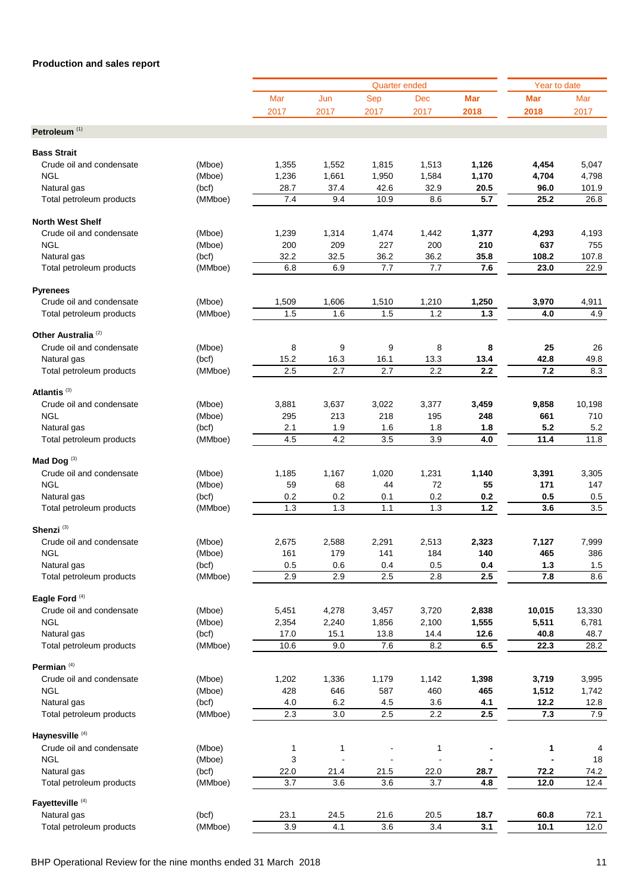**Production and sales report**

| | | Quarter ended | | | | | Year to date | |
|---|---|---|---|---|---|---|---|---|
| | | Mar 2017 | Jun 2017 | Sep 2017 | Dec 2017 | **Mar 2018** | **Mar 2018** | Mar 2017 |
| **Petroleum** [1] | | | | | | | | |
| **Bass Strait** | | | | | | | | |
| Crude oil and condensate | (Mboe) | 1,355 | 1,552 | 1,815 | 1,513 | **1,126** | **4,454** | 5,047 |
| NGL | (Mboe) | 1,236 | 1,661 | 1,950 | 1,584 | **1,170** | **4,704** | 4,798 |
| Natural gas | (bcf) | 28.7 | 37.4 | 42.6 | 32.9 | **20.5** | **96.0** | 101.9 |
| Total petroleum products | (MMboe) | 7.4 | 9.4 | 10.9 | 8.6 | **5.7** | **25.2** | 26.8 |
| **North West Shelf** | | | | | | | | |
| Crude oil and condensate | (Mboe) | 1,239 | 1,314 | 1,474 | 1,442 | **1,377** | **4,293** | 4,193 |
| NGL | (Mboe) | 200 | 209 | 227 | 200 | **210** | **637** | 755 |
| Natural gas | (bcf) | 32.2 | 32.5 | 36.2 | 36.2 | **35.8** | **108.2** | 107.8 |
| Total petroleum products | (MMboe) | 6.8 | 6.9 | 7.7 | 7.7 | **7.6** | **23.0** | 22.9 |
| **Pyrenees** | | | | | | | | |
| Crude oil and condensate | (Mboe) | 1,509 | 1,606 | 1,510 | 1,210 | **1,250** | **3,970** | 4,911 |
| Total petroleum products | (MMboe) | 1.5 | 1.6 | 1.5 | 1.2 | **1.3** | **4.0** | 4.9 |
| **Other Australia** [2] | | | | | | | | |
| Crude oil and condensate | (Mboe) | 8 | 9 | 9 | 8 | **8** | **25** | 26 |
| Natural gas | (bcf) | 15.2 | 16.3 | 16.1 | 13.3 | **13.4** | **42.8** | 49.8 |
| Total petroleum products | (MMboe) | 2.5 | 2.7 | 2.7 | 2.2 | **2.2** | **7.2** | 8.3 |
| **Atlantis** [3] | | | | | | | | |
| Crude oil and condensate | (Mboe) | 3,881 | 3,637 | 3,022 | 3,377 | **3,459** | **9,858** | 10,198 |
| NGL | (Mboe) | 295 | 213 | 218 | 195 | **248** | **661** | 710 |
| Natural gas | (bcf) | 2.1 | 1.9 | 1.6 | 1.8 | **1.8** | **5.2** | 5.2 |
| Total petroleum products | (MMboe) | 4.5 | 4.2 | 3.5 | 3.9 | **4.0** | **11.4** | 11.8 |
| **Mad Dog** [3] | | | | | | | | |
| Crude oil and condensate | (Mboe) | 1,185 | 1,167 | 1,020 | 1,231 | **1,140** | **3,391** | 3,305 |
| NGL | (Mboe) | 59 | 68 | 44 | 72 | **55** | **171** | 147 |
| Natural gas | (bcf) | 0.2 | 0.2 | 0.1 | 0.2 | **0.2** | **0.5** | 0.5 |
| Total petroleum products | (MMboe) | 1.3 | 1.3 | 1.1 | 1.3 | **1.2** | **3.6** | 3.5 |
| **Shenzi** [3] | | | | | | | | |
| Crude oil and condensate | (Mboe) | 2,675 | 2,588 | 2,291 | 2,513 | **2,323** | **7,127** | 7,999 |
| NGL | (Mboe) | 161 | 179 | 141 | 184 | **140** | **465** | 386 |
| Natural gas | (bcf) | 0.5 | 0.6 | 0.4 | 0.5 | **0.4** | **1.3** | 1.5 |
| Total petroleum products | (MMboe) | 2.9 | 2.9 | 2.5 | 2.8 | **2.5** | **7.8** | 8.6 |
| **Eagle Ford** [4] | | | | | | | | |
| Crude oil and condensate | (Mboe) | 5,451 | 4,278 | 3,457 | 3,720 | **2,838** | **10,015** | 13,330 |
| NGL | (Mboe) | 2,354 | 2,240 | 1,856 | 2,100 | **1,555** | **5,511** | 6,781 |
| Natural gas | (bcf) | 17.0 | 15.1 | 13.8 | 14.4 | **12.6** | **40.8** | 48.7 |
| Total petroleum products | (MMboe) | 10.6 | 9.0 | 7.6 | 8.2 | **6.5** | **22.3** | 28.2 |
| **Permian** [4] | | | | | | | | |
| Crude oil and condensate | (Mboe) | 1,202 | 1,336 | 1,179 | 1,142 | **1,398** | **3,719** | 3,995 |
| NGL | (Mboe) | 428 | 646 | 587 | 460 | **465** | **1,512** | 1,742 |
| Natural gas | (bcf) | 4.0 | 6.2 | 4.5 | 3.6 | **4.1** | **12.2** | 12.8 |
| Total petroleum products | (MMboe) | 2.3 | 3.0 | 2.5 | 2.2 | **2.5** | **7.3** | 7.9 |
| **Haynesville** [4] | | | | | | | | |
| Crude oil and condensate | (Mboe) | 1 | 1 | - | 1 | **-** | **1** | 4 |
| NGL | (Mboe) | 3 | - | - | - | **-** | **-** | 18 |
| Natural gas | (bcf) | 22.0 | 21.4 | 21.5 | 22.0 | **28.7** | **72.2** | 74.2 |
| Total petroleum products | (MMboe) | 3.7 | 3.6 | 3.6 | 3.7 | **4.8** | **12.0** | 12.4 |
| **Fayetteville** [4] | | | | | | | | |
| Natural gas | (bcf) | 23.1 | 24.5 | 21.6 | 20.5 | **18.7** | **60.8** | 72.1 |
| Total petroleum products | (MMboe) | 3.9 | 4.1 | 3.6 | 3.4 | **3.1** | **10.1** | 12.0 |

BHP Operational Review for the nine months ended 31 March 2018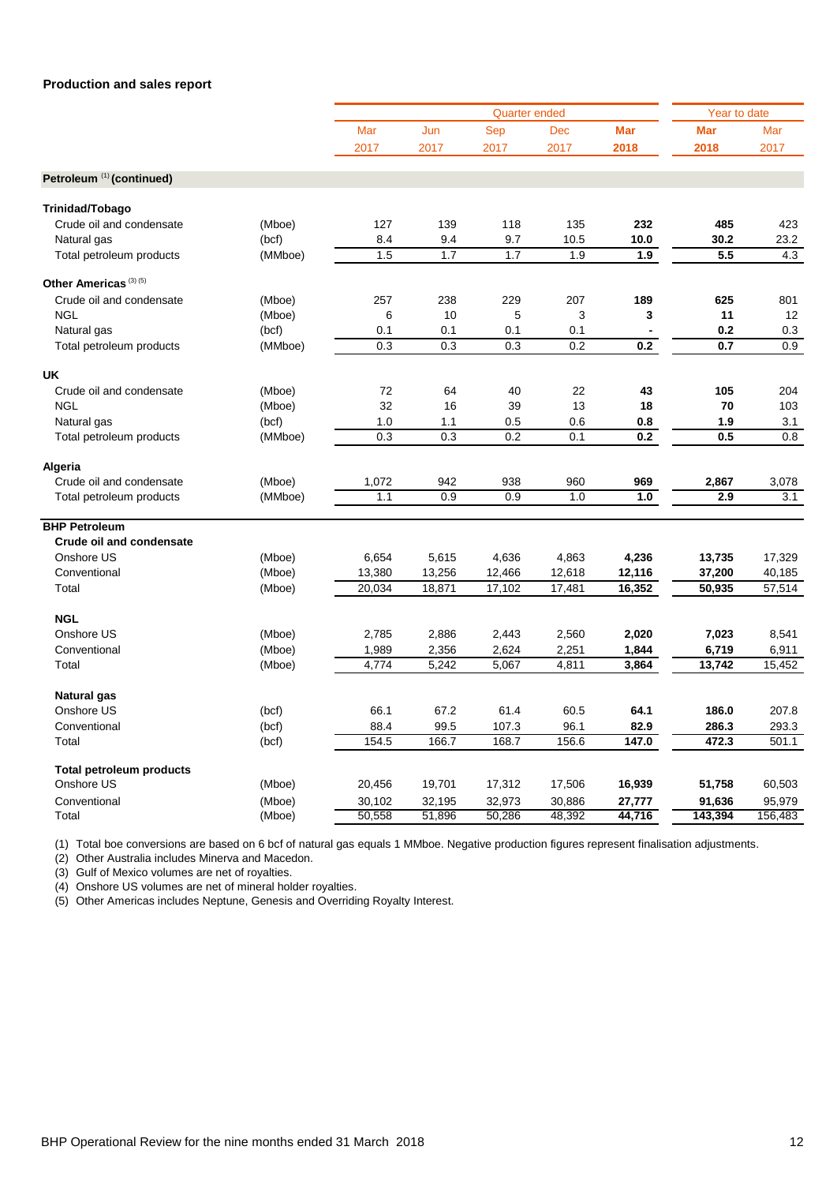**Production and sales report**

| | | Quarter ended | | | | | Year to date | |
|---|---|---|---|---|---|---|---|---|
| | | Mar 2017 | Jun 2017 | Sep 2017 | Dec 2017 | **Mar 2018** | **Mar 2018** | Mar 2017 |
| **Petroleum [1] (continued)** | | | | | | | | |
| **Trinidad/Tobago** | | | | | | | | |
| Crude oil and condensate | (Mboe) | 127 | 139 | 118 | 135 | **232** | **485** | 423 |
| Natural gas | (bcf) | 8.4 | 9.4 | 9.7 | 10.5 | **10.0** | **30.2** | 23.2 |
| Total petroleum products | (MMboe) | 1.5 | 1.7 | 1.7 | 1.9 | **1.9** | **5.5** | 4.3 |
| **Other Americas [3] [5]** | | | | | | | | |
| Crude oil and condensate | (Mboe) | 257 | 238 | 229 | 207 | **189** | **625** | 801 |
| NGL | (Mboe) | 6 | 10 | 5 | 3 | **3** | **11** | 12 |
| Natural gas | (bcf) | 0.1 | 0.1 | 0.1 | 0.1 | **-** | **0.2** | 0.3 |
| Total petroleum products | (MMboe) | 0.3 | 0.3 | 0.3 | 0.2 | **0.2** | **0.7** | 0.9 |
| **UK** | | | | | | | | |
| Crude oil and condensate | (Mboe) | 72 | 64 | 40 | 22 | **43** | **105** | 204 |
| NGL | (Mboe) | 32 | 16 | 39 | 13 | **18** | **70** | 103 |
| Natural gas | (bcf) | 1.0 | 1.1 | 0.5 | 0.6 | **0.8** | **1.9** | 3.1 |
| Total petroleum products | (MMboe) | 0.3 | 0.3 | 0.2 | 0.1 | **0.2** | **0.5** | 0.8 |
| **Algeria** | | | | | | | | |
| Crude oil and condensate | (Mboe) | 1,072 | 942 | 938 | 960 | **969** | **2,867** | 3,078 |
| Total petroleum products | (MMboe) | 1.1 | 0.9 | 0.9 | 1.0 | **1.0** | **2.9** | 3.1 |
| **BHP Petroleum** | | | | | | | | |
| **Crude oil and condensate** | | | | | | | | |
| Onshore US | (Mboe) | 6,654 | 5,615 | 4,636 | 4,863 | **4,236** | **13,735** | 17,329 |
| Conventional | (Mboe) | 13,380 | 13,256 | 12,466 | 12,618 | **12,116** | **37,200** | 40,185 |
| Total | (Mboe) | 20,034 | 18,871 | 17,102 | 17,481 | **16,352** | **50,935** | 57,514 |
| **NGL** | | | | | | | | |
| Onshore US | (Mboe) | 2,785 | 2,886 | 2,443 | 2,560 | **2,020** | **7,023** | 8,541 |
| Conventional | (Mboe) | 1,989 | 2,356 | 2,624 | 2,251 | **1,844** | **6,719** | 6,911 |
| Total | (Mboe) | 4,774 | 5,242 | 5,067 | 4,811 | **3,864** | **13,742** | 15,452 |
| **Natural gas** | | | | | | | | |
| Onshore US | (bcf) | 66.1 | 67.2 | 61.4 | 60.5 | **64.1** | **186.0** | 207.8 |
| Conventional | (bcf) | 88.4 | 99.5 | 107.3 | 96.1 | **82.9** | **286.3** | 293.3 |
| Total | (bcf) | 154.5 | 166.7 | 168.7 | 156.6 | **147.0** | **472.3** | 501.1 |
| **Total petroleum products** | | | | | | | | |
| Onshore US | (Mboe) | 20,456 | 19,701 | 17,312 | 17,506 | **16,939** | **51,758** | 60,503 |
| Conventional | (Mboe) | 30,102 | 32,195 | 32,973 | 30,886 | **27,777** | **91,636** | 95,979 |
| Total | (Mboe) | 50,558 | 51,896 | 50,286 | 48,392 | **44,716** | **143,394** | 156,483 |

(1) Total boe conversions are based on 6 bcf of natural gas equals 1 MMboe. Negative production figures represent finalisation adjustments.

(2) Other Australia includes Minerva and Macedon.

(3) Gulf of Mexico volumes are net of royalties.

(4) Onshore US volumes are net of mineral holder royalties.

(5) Other Americas includes Neptune, Genesis and Overriding Royalty Interest.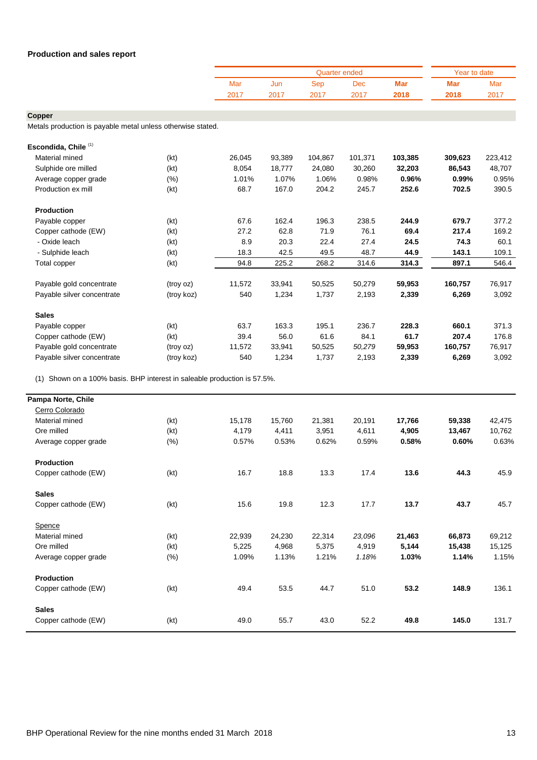## Production and sales report

| | | Quarter ended | | | | | Year to date | |
|---|---|---|---|---|---|---|---|---|
| | | Mar 2017 | Jun 2017 | Sep 2017 | Dec 2017 | **Mar 2018** | **Mar 2018** | Mar 2017 |
| **Copper** | | | | | | | | |
| Metals production is payable metal unless otherwise stated. | | | | | | | | |
| **Escondida, Chile** [(1)] | | | | | | | | |
| Material mined | (kt) | 26,045 | 93,389 | 104,867 | 101,371 | **103,385** | **309,623** | 223,412 |
| Sulphide ore milled | (kt) | 8,054 | 18,777 | 24,080 | 30,260 | **32,203** | **86,543** | 48,707 |
| Average copper grade | (%) | 1.01% | 1.07% | 1.06% | 0.98% | **0.96%** | **0.99%** | 0.95% |
| Production ex mill | (kt) | 68.7 | 167.0 | 204.2 | 245.7 | **252.6** | **702.5** | 390.5 |
| **Production** | | | | | | | | |
| Payable copper | (kt) | 67.6 | 162.4 | 196.3 | 238.5 | **244.9** | **679.7** | 377.2 |
| Copper cathode (EW) | (kt) | 27.2 | 62.8 | 71.9 | 76.1 | **69.4** | **217.4** | 169.2 |
| - Oxide leach | (kt) | 8.9 | 20.3 | 22.4 | 27.4 | **24.5** | **74.3** | 60.1 |
| - Sulphide leach | (kt) | 18.3 | 42.5 | 49.5 | 48.7 | **44.9** | **143.1** | 109.1 |
| Total copper | (kt) | 94.8 | 225.2 | 268.2 | 314.6 | **314.3** | **897.1** | 546.4 |
| Payable gold concentrate | (troy oz) | 11,572 | 33,941 | 50,525 | 50,279 | **59,953** | **160,757** | 76,917 |
| Payable silver concentrate | (troy koz) | 540 | 1,234 | 1,737 | 2,193 | **2,339** | **6,269** | 3,092 |
| **Sales** | | | | | | | | |
| Payable copper | (kt) | 63.7 | 163.3 | 195.1 | 236.7 | **228.3** | **660.1** | 371.3 |
| Copper cathode (EW) | (kt) | 39.4 | 56.0 | 61.6 | 84.1 | **61.7** | **207.4** | 176.8 |
| Payable gold concentrate | (troy oz) | 11,572 | 33,941 | 50,525 | *50,279* | **59,953** | **160,757** | 76,917 |
| Payable silver concentrate | (troy koz) | 540 | 1,234 | 1,737 | 2,193 | **2,339** | **6,269** | 3,092 |

(1) Shown on a 100% basis. BHP interest in saleable production is 57.5%.

| | | Mar 2017 | Jun 2017 | Sep 2017 | Dec 2017 | **Mar 2018** | **Mar 2018** | Mar 2017 |
|---|---|---|---|---|---|---|---|---|
| **Pampa Norte, Chile** | | | | | | | | |
| Cerro Colorado | | | | | | | | |
| Material mined | (kt) | 15,178 | 15,760 | 21,381 | 20,191 | **17,766** | **59,338** | 42,475 |
| Ore milled | (kt) | 4,179 | 4,411 | 3,951 | 4,611 | **4,905** | **13,467** | 10,762 |
| Average copper grade | (%) | 0.57% | 0.53% | 0.62% | 0.59% | **0.58%** | **0.60%** | 0.63% |
| **Production** | | | | | | | | |
| Copper cathode (EW) | (kt) | 16.7 | 18.8 | 13.3 | 17.4 | **13.6** | **44.3** | 45.9 |
| **Sales** | | | | | | | | |
| Copper cathode (EW) | (kt) | 15.6 | 19.8 | 12.3 | 17.7 | **13.7** | **43.7** | 45.7 |
| Spence | | | | | | | | |
| Material mined | (kt) | 22,939 | 24,230 | 22,314 | *23,096* | **21,463** | **66,873** | 69,212 |
| Ore milled | (kt) | 5,225 | 4,968 | 5,375 | 4,919 | **5,144** | **15,438** | 15,125 |
| Average copper grade | (%) | 1.09% | 1.13% | 1.21% | *1.18%* | **1.03%** | **1.14%** | 1.15% |
| **Production** | | | | | | | | |
| Copper cathode (EW) | (kt) | 49.4 | 53.5 | 44.7 | 51.0 | **53.2** | **148.9** | 136.1 |
| **Sales** | | | | | | | | |
| Copper cathode (EW) | (kt) | 49.0 | 55.7 | 43.0 | 52.2 | **49.8** | **145.0** | 131.7 |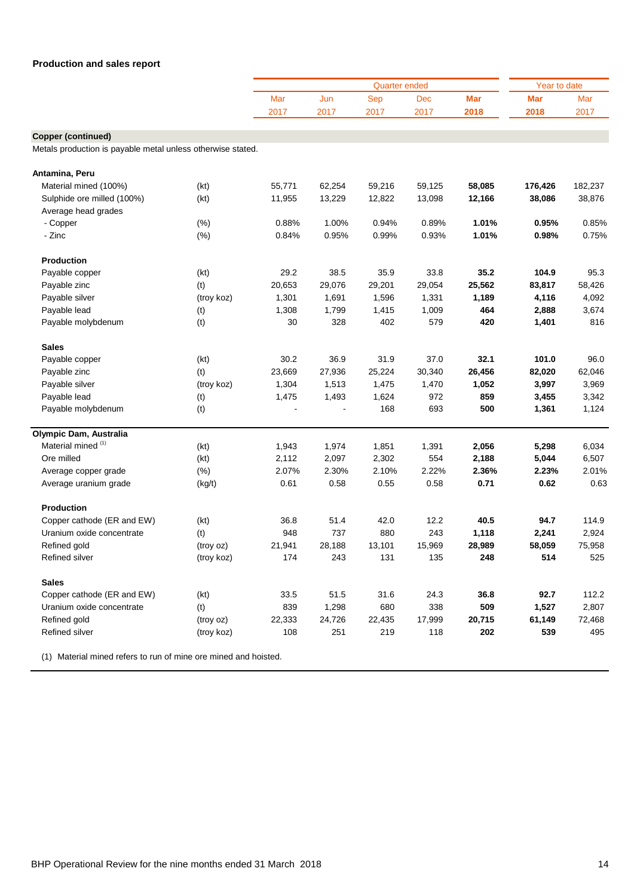## Production and sales report

| | | Quarter ended | | | | | Year to date | |
|---|---|---|---|---|---|---|---|---|
| | | Mar 2017 | Jun 2017 | Sep 2017 | Dec 2017 | **Mar 2018** | **Mar 2018** | Mar 2017 |
| **Copper (continued)** | | | | | | | | |
| Metals production is payable metal unless otherwise stated. | | | | | | | | |
| **Antamina, Peru** | | | | | | | | |
| Material mined (100%) | (kt) | 55,771 | 62,254 | 59,216 | 59,125 | **58,085** | **176,426** | 182,237 |
| Sulphide ore milled (100%) | (kt) | 11,955 | 13,229 | 12,822 | 13,098 | **12,166** | **38,086** | 38,876 |
| Average head grades | | | | | | | | |
| - Copper | (%) | 0.88% | 1.00% | 0.94% | 0.89% | **1.01%** | **0.95%** | 0.85% |
| - Zinc | (%) | 0.84% | 0.95% | 0.99% | 0.93% | **1.01%** | **0.98%** | 0.75% |
| **Production** | | | | | | | | |
| Payable copper | (kt) | 29.2 | 38.5 | 35.9 | 33.8 | **35.2** | **104.9** | 95.3 |
| Payable zinc | (t) | 20,653 | 29,076 | 29,201 | 29,054 | **25,562** | **83,817** | 58,426 |
| Payable silver | (troy koz) | 1,301 | 1,691 | 1,596 | 1,331 | **1,189** | **4,116** | 4,092 |
| Payable lead | (t) | 1,308 | 1,799 | 1,415 | 1,009 | **464** | **2,888** | 3,674 |
| Payable molybdenum | (t) | 30 | 328 | 402 | 579 | **420** | **1,401** | 816 |
| **Sales** | | | | | | | | |
| Payable copper | (kt) | 30.2 | 36.9 | 31.9 | 37.0 | **32.1** | **101.0** | 96.0 |
| Payable zinc | (t) | 23,669 | 27,936 | 25,224 | 30,340 | **26,456** | **82,020** | 62,046 |
| Payable silver | (troy koz) | 1,304 | 1,513 | 1,475 | 1,470 | **1,052** | **3,997** | 3,969 |
| Payable lead | (t) | 1,475 | 1,493 | 1,624 | 972 | **859** | **3,455** | 3,342 |
| Payable molybdenum | (t) | - | - | 168 | 693 | **500** | **1,361** | 1,124 |
| **Olympic Dam, Australia** | | | | | | | | |
| Material mined [(1)] | (kt) | 1,943 | 1,974 | 1,851 | 1,391 | **2,056** | **5,298** | 6,034 |
| Ore milled | (kt) | 2,112 | 2,097 | 2,302 | 554 | **2,188** | **5,044** | 6,507 |
| Average copper grade | (%) | 2.07% | 2.30% | 2.10% | 2.22% | **2.36%** | **2.23%** | 2.01% |
| Average uranium grade | (kg/t) | 0.61 | 0.58 | 0.55 | 0.58 | **0.71** | **0.62** | 0.63 |
| **Production** | | | | | | | | |
| Copper cathode (ER and EW) | (kt) | 36.8 | 51.4 | 42.0 | 12.2 | **40.5** | **94.7** | 114.9 |
| Uranium oxide concentrate | (t) | 948 | 737 | 880 | 243 | **1,118** | **2,241** | 2,924 |
| Refined gold | (troy oz) | 21,941 | 28,188 | 13,101 | 15,969 | **28,989** | **58,059** | 75,958 |
| Refined silver | (troy koz) | 174 | 243 | 131 | 135 | **248** | **514** | 525 |
| **Sales** | | | | | | | | |
| Copper cathode (ER and EW) | (kt) | 33.5 | 51.5 | 31.6 | 24.3 | **36.8** | **92.7** | 112.2 |
| Uranium oxide concentrate | (t) | 839 | 1,298 | 680 | 338 | **509** | **1,527** | 2,807 |
| Refined gold | (troy oz) | 22,333 | 24,726 | 22,435 | 17,999 | **20,715** | **61,149** | 72,468 |
| Refined silver | (troy koz) | 108 | 251 | 219 | 118 | **202** | **539** | 495 |

(1) Material mined refers to run of mine ore mined and hoisted.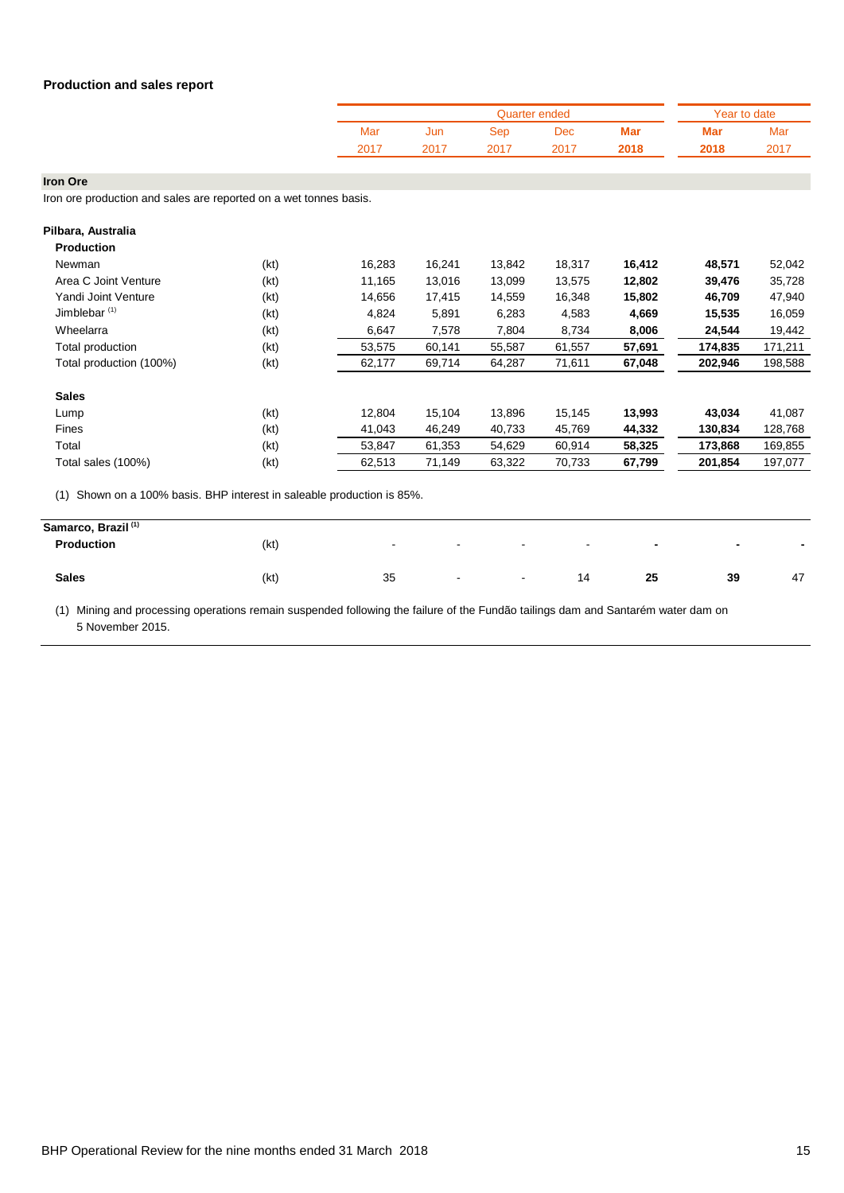## Production and sales report

| | | Quarter ended | | | | | Year to date | |
|---|---|---|---|---|---|---|---|---|
| | | Mar 2017 | Jun 2017 | Sep 2017 | Dec 2017 | **Mar 2018** | **Mar 2018** | Mar 2017 |
| **Iron Ore** | | | | | | | | |
| Iron ore production and sales are reported on a wet tonnes basis. | | | | | | | | |
| **Pilbara, Australia** | | | | | | | | |
| **Production** | | | | | | | | |
| Newman | (kt) | 16,283 | 16,241 | 13,842 | 18,317 | **16,412** | **48,571** | 52,042 |
| Area C Joint Venture | (kt) | 11,165 | 13,016 | 13,099 | 13,575 | **12,802** | **39,476** | 35,728 |
| Yandi Joint Venture | (kt) | 14,656 | 17,415 | 14,559 | 16,348 | **15,802** | **46,709** | 47,940 |
| Jimblebar [1] | (kt) | 4,824 | 5,891 | 6,283 | 4,583 | **4,669** | **15,535** | 16,059 |
| Wheelarra | (kt) | 6,647 | 7,578 | 7,804 | 8,734 | **8,006** | **24,544** | 19,442 |
| Total production | (kt) | 53,575 | 60,141 | 55,587 | 61,557 | **57,691** | **174,835** | 171,211 |
| Total production (100%) | (kt) | 62,177 | 69,714 | 64,287 | 71,611 | **67,048** | **202,946** | 198,588 |
| **Sales** | | | | | | | | |
| Lump | (kt) | 12,804 | 15,104 | 13,896 | 15,145 | **13,993** | **43,034** | 41,087 |
| Fines | (kt) | 41,043 | 46,249 | 40,733 | 45,769 | **44,332** | **130,834** | 128,768 |
| Total | (kt) | 53,847 | 61,353 | 54,629 | 60,914 | **58,325** | **173,868** | 169,855 |
| Total sales (100%) | (kt) | 62,513 | 71,149 | 63,322 | 70,733 | **67,799** | **201,854** | 197,077 |

(1) Shown on a 100% basis. BHP interest in saleable production is 85%.

| | | Mar 2017 | Jun 2017 | Sep 2017 | Dec 2017 | **Mar 2018** | **Mar 2018** | Mar 2017 |
|---|---|---|---|---|---|---|---|---|
| **Samarco, Brazil [1]** | | | | | | | | |
| **Production** | (kt) | - | - | - | - | **-** | **-** | - |
| **Sales** | (kt) | 35 | - | - | 14 | **25** | **39** | 47 |

(1) Mining and processing operations remain suspended following the failure of the Fundão tailings dam and Santarém water dam on 5 November 2015.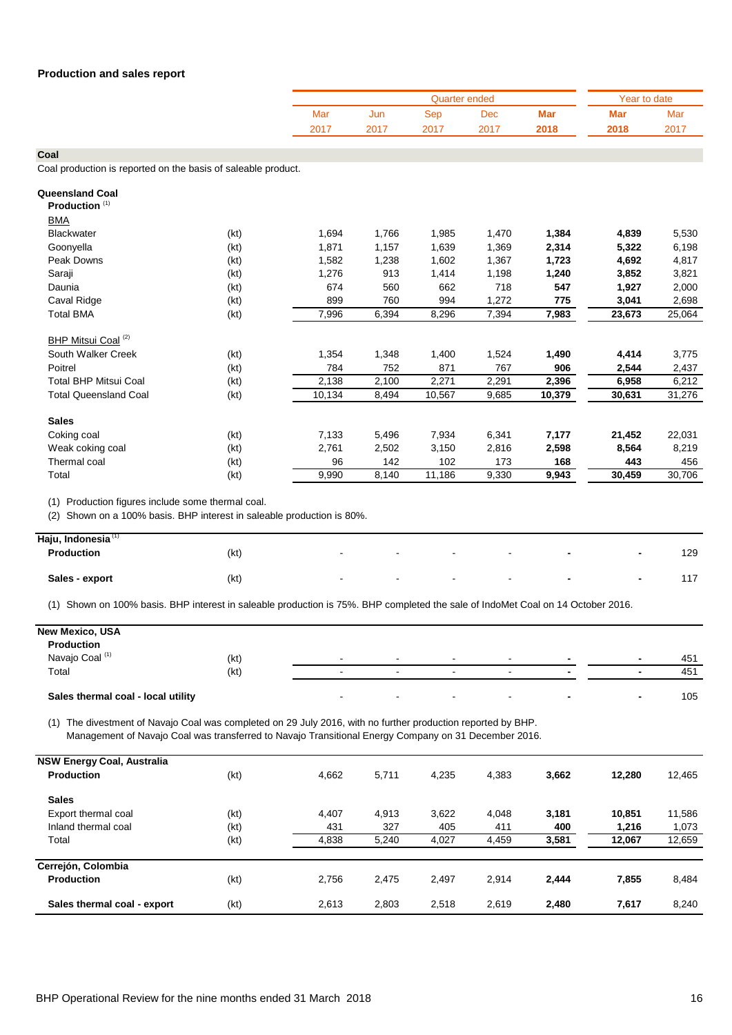## Production and sales report

| | | Quarter ended | | | | | Year to date | |
|---|---|---|---|---|---|---|---|---|
| | | Mar 2017 | Jun 2017 | Sep 2017 | Dec 2017 | **Mar 2018** | **Mar 2018** | Mar 2017 |
| **Coal** | | | | | | | | |
| Coal production is reported on the basis of saleable product. | | | | | | | | |
| **Queensland Coal** | | | | | | | | |
| **Production** (1) | | | | | | | | |
| BMA | | | | | | | | |
| Blackwater | (kt) | 1,694 | 1,766 | 1,985 | 1,470 | **1,384** | **4,839** | 5,530 |
| Goonyella | (kt) | 1,871 | 1,157 | 1,639 | 1,369 | **2,314** | **5,322** | 6,198 |
| Peak Downs | (kt) | 1,582 | 1,238 | 1,602 | 1,367 | **1,723** | **4,692** | 4,817 |
| Saraji | (kt) | 1,276 | 913 | 1,414 | 1,198 | **1,240** | **3,852** | 3,821 |
| Daunia | (kt) | 674 | 560 | 662 | 718 | **547** | **1,927** | 2,000 |
| Caval Ridge | (kt) | 899 | 760 | 994 | 1,272 | **775** | **3,041** | 2,698 |
| Total BMA | (kt) | 7,996 | 6,394 | 8,296 | 7,394 | **7,983** | **23,673** | 25,064 |
| BHP Mitsui Coal (2) | | | | | | | | |
| South Walker Creek | (kt) | 1,354 | 1,348 | 1,400 | 1,524 | **1,490** | **4,414** | 3,775 |
| Poitrel | (kt) | 784 | 752 | 871 | 767 | **906** | **2,544** | 2,437 |
| Total BHP Mitsui Coal | (kt) | 2,138 | 2,100 | 2,271 | 2,291 | **2,396** | **6,958** | 6,212 |
| Total Queensland Coal | (kt) | 10,134 | 8,494 | 10,567 | 9,685 | **10,379** | **30,631** | 31,276 |
| **Sales** | | | | | | | | |
| Coking coal | (kt) | 7,133 | 5,496 | 7,934 | 6,341 | **7,177** | **21,452** | 22,031 |
| Weak coking coal | (kt) | 2,761 | 2,502 | 3,150 | 2,816 | **2,598** | **8,564** | 8,219 |
| Thermal coal | (kt) | 96 | 142 | 102 | 173 | **168** | **443** | 456 |
| Total | (kt) | 9,990 | 8,140 | 11,186 | 9,330 | **9,943** | **30,459** | 30,706 |

(1) Production figures include some thermal coal.
(2) Shown on a 100% basis. BHP interest in saleable production is 80%.

| | | Mar 2017 | Jun 2017 | Sep 2017 | Dec 2017 | **Mar 2018** | **Mar 2018** | Mar 2017 |
|---|---|---|---|---|---|---|---|---|
| **Haju, Indonesia** (1) | | | | | | | | |
| **Production** | (kt) | - | - | - | - | **-** | **-** | 129 |
| **Sales - export** | (kt) | - | - | - | - | **-** | **-** | 117 |

(1) Shown on 100% basis. BHP interest in saleable production is 75%. BHP completed the sale of IndoMet Coal on 14 October 2016.

| | | Mar 2017 | Jun 2017 | Sep 2017 | Dec 2017 | **Mar 2018** | **Mar 2018** | Mar 2017 |
|---|---|---|---|---|---|---|---|---|
| **New Mexico, USA** | | | | | | | | |
| **Production** | | | | | | | | |
| Navajo Coal (1) | (kt) | - | - | - | - | **-** | **-** | 451 |
| Total | (kt) | - | - | - | - | **-** | **-** | 451 |
| **Sales thermal coal - local utility** | | - | - | - | - | **-** | **-** | 105 |

(1) The divestment of Navajo Coal was completed on 29 July 2016, with no further production reported by BHP. Management of Navajo Coal was transferred to Navajo Transitional Energy Company on 31 December 2016.

| | | Mar 2017 | Jun 2017 | Sep 2017 | Dec 2017 | **Mar 2018** | **Mar 2018** | Mar 2017 |
|---|---|---|---|---|---|---|---|---|
| **NSW Energy Coal, Australia** | | | | | | | | |
| **Production** | (kt) | 4,662 | 5,711 | 4,235 | 4,383 | **3,662** | **12,280** | 12,465 |
| **Sales** | | | | | | | | |
| Export thermal coal | (kt) | 4,407 | 4,913 | 3,622 | 4,048 | **3,181** | **10,851** | 11,586 |
| Inland thermal coal | (kt) | 431 | 327 | 405 | 411 | **400** | **1,216** | 1,073 |
| Total | (kt) | 4,838 | 5,240 | 4,027 | 4,459 | **3,581** | **12,067** | 12,659 |
| **Cerrejón, Colombia** | | | | | | | | |
| **Production** | (kt) | 2,756 | 2,475 | 2,497 | 2,914 | **2,444** | **7,855** | 8,484 |
| **Sales thermal coal - export** | (kt) | 2,613 | 2,803 | 2,518 | 2,619 | **2,480** | **7,617** | 8,240 |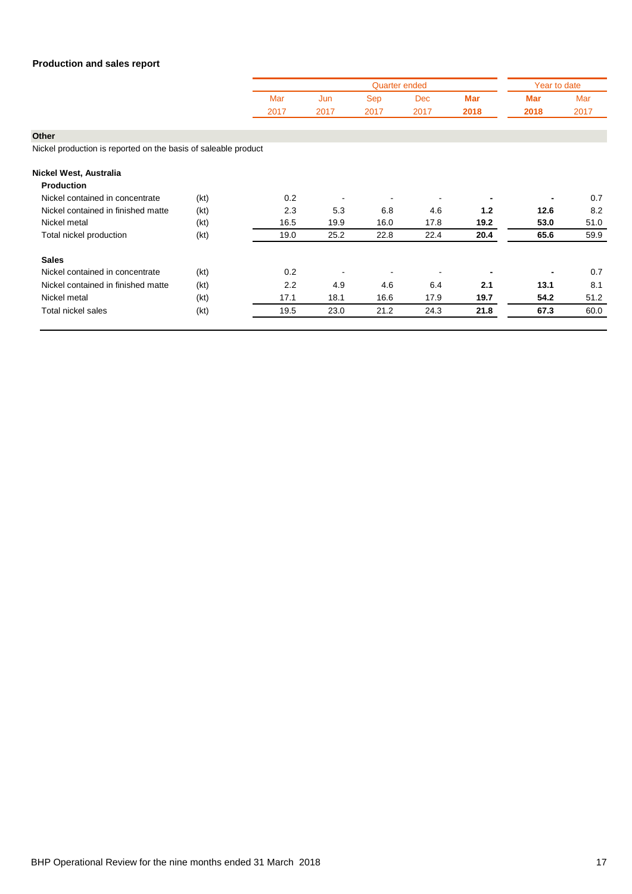**Production and sales report**

| | | Quarter ended | | | | | Year to date | |
|---|---|---|---|---|---|---|---|---|
| | | Mar 2017 | Jun 2017 | Sep 2017 | Dec 2017 | **Mar 2018** | **Mar 2018** | Mar 2017 |
| **Other** | | | | | | | | |
| Nickel production is reported on the basis of saleable product | | | | | | | | |
| **Nickel West, Australia** | | | | | | | | |
| **Production** | | | | | | | | |
| Nickel contained in concentrate | (kt) | 0.2 | - | - | - | **-** | **-** | 0.7 |
| Nickel contained in finished matte | (kt) | 2.3 | 5.3 | 6.8 | 4.6 | **1.2** | **12.6** | 8.2 |
| Nickel metal | (kt) | 16.5 | 19.9 | 16.0 | 17.8 | **19.2** | **53.0** | 51.0 |
| Total nickel production | (kt) | 19.0 | 25.2 | 22.8 | 22.4 | **20.4** | **65.6** | 59.9 |
| **Sales** | | | | | | | | |
| Nickel contained in concentrate | (kt) | 0.2 | - | - | - | **-** | **-** | 0.7 |
| Nickel contained in finished matte | (kt) | 2.2 | 4.9 | 4.6 | 6.4 | **2.1** | **13.1** | 8.1 |
| Nickel metal | (kt) | 17.1 | 18.1 | 16.6 | 17.9 | **19.7** | **54.2** | 51.2 |
| Total nickel sales | (kt) | 19.5 | 23.0 | 21.2 | 24.3 | **21.8** | **67.3** | 60.0 |